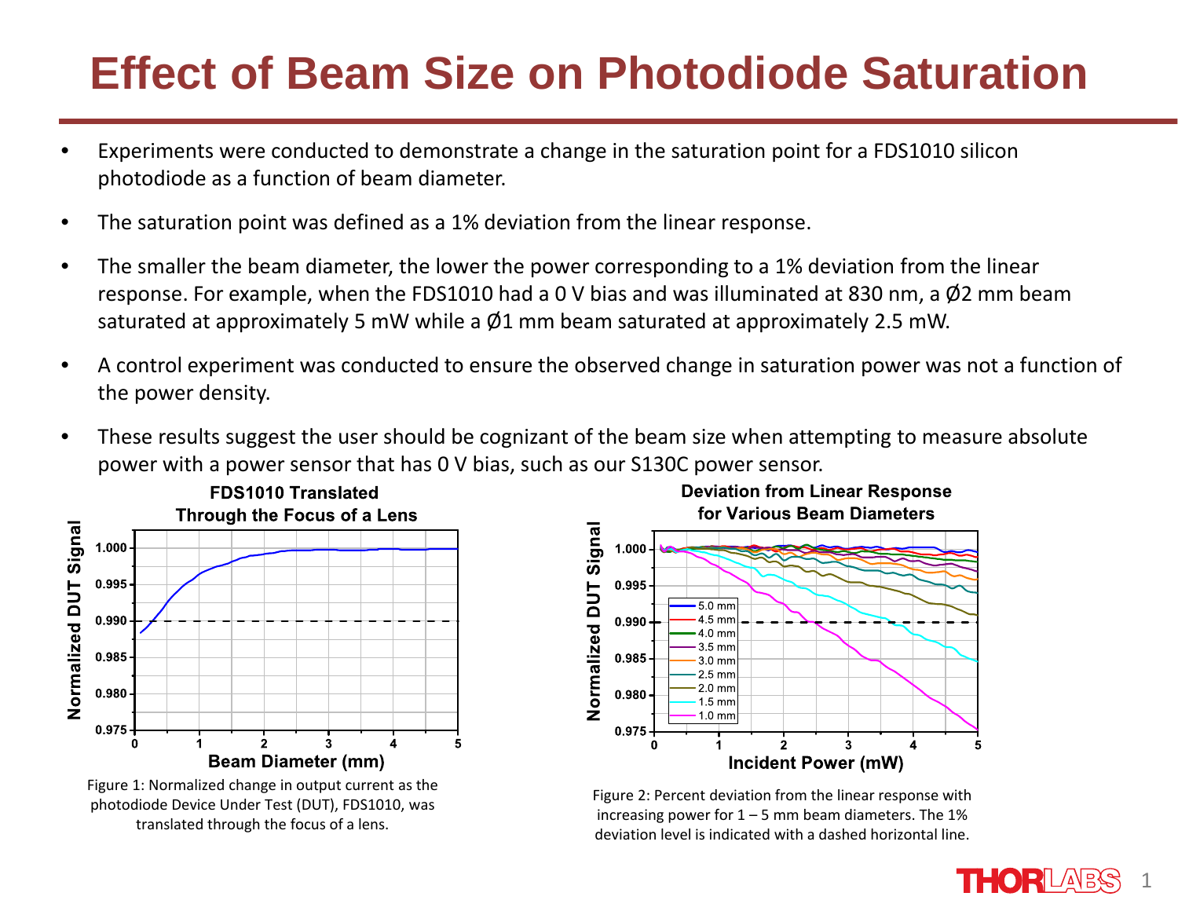# Effect of Beam Size on Photodiode Saturation

- Experiments were conducted to demonstrate a change in the saturation point for a FDS1010 silicon photodiode as a function of beam diameter.
- The saturation point was defined as a 1% deviation from the linear response.
- The smaller the beam diameter, the lower the power corresponding to a 1% deviation from the linear response. For example, when the FDS1010 had a 0 V bias and was illuminated at 830 nm, a Ø2 mm beam saturated at approximately 5 mW while a Ø1 mm beam saturated at approximately 2.5 mW.
- A control experiment was conducted to ensure the observed change in saturation power was not a function of the power density.
- These results suggest the user should be cognizant of the beam size when attempting to measure absolute power with a power sensor that has 0 V bias, such as our S130C power sensor.

**FDS1010 Translated Through the Focus of a Lens**

Figure 1: Normalized change in output current as the photodiode Device Under Test (DUT), FDS1010, was translated through the focus of a lens.

**Deviation from Linear Response for Various Beam Diameters**

Figure 2: Percent deviation from the linear response with increasing power for 1 – 5 mm beam diameters. The 1% deviation level is indicated with a dashed horizontal line.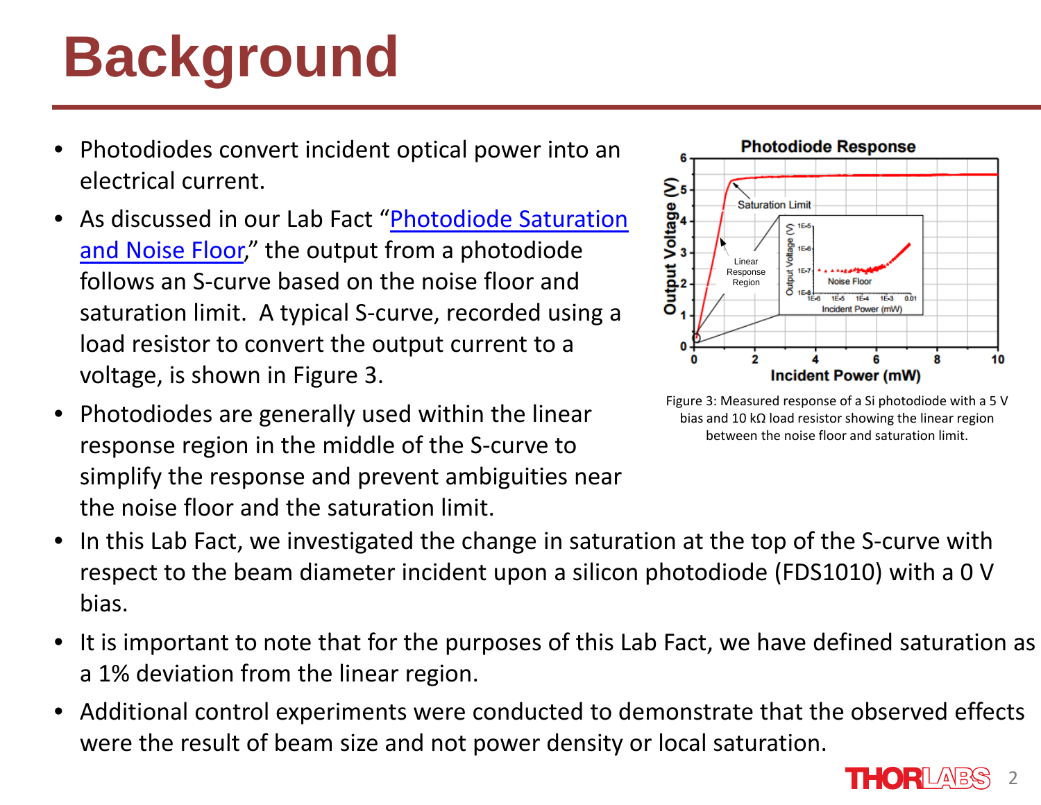# Background

- Photodiodes convert incident optical power into an electrical current.
- As discussed in our Lab Fact "Photodiode Saturation and Noise Floor," the output from a photodiode follows an S-curve based on the noise floor and saturation limit. A typical S-curve, recorded using a load resistor to convert the output current to a voltage, is shown in Figure 3.
- Photodiodes are generally used within the linear response region in the middle of the S-curve to simplify the response and prevent ambiguities near the noise floor and the saturation limit.
- In this Lab Fact, we investigated the change in saturation at the top of the S-curve with respect to the beam diameter incident upon a silicon photodiode (FDS1010) with a 0 V bias.
- It is important to note that for the purposes of this Lab Fact, we have defined saturation as a 1% deviation from the linear region.
- Additional control experiments were conducted to demonstrate that the observed effects were the result of beam size and not power density or local saturation.

Figure 3: Measured response of a Si photodiode with a 5 V bias and 10 kΩ load resistor showing the linear region between the noise floor and saturation limit.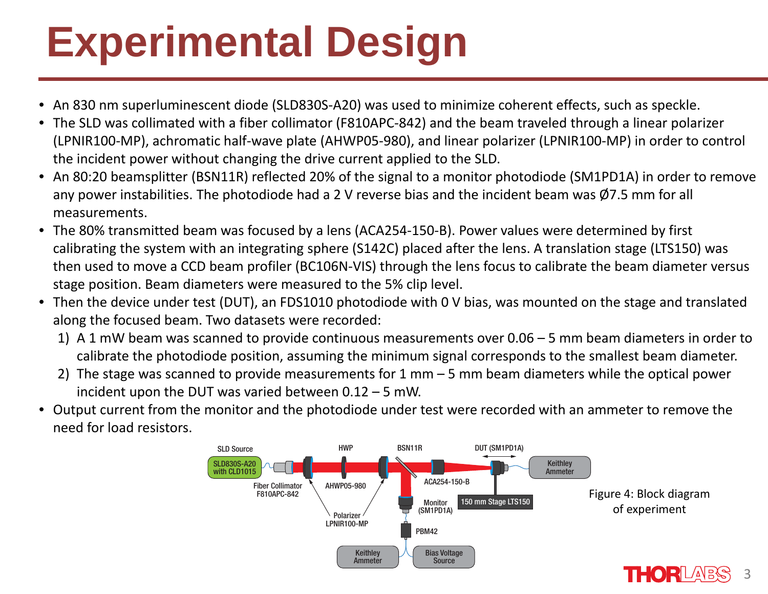# Experimental Design

- An 830 nm superluminescent diode (SLD830S-A20) was used to minimize coherent effects, such as speckle.
- The SLD was collimated with a fiber collimator (F810APC-842) and the beam traveled through a linear polarizer (LPNIR100-MP), achromatic half-wave plate (AHWP05-980), and linear polarizer (LPNIR100-MP) in order to control the incident power without changing the drive current applied to the SLD.
- An 80:20 beamsplitter (BSN11R) reflected 20% of the signal to a monitor photodiode (SM1PD1A) in order to remove any power instabilities. The photodiode had a 2 V reverse bias and the incident beam was Ø7.5 mm for all measurements.
- The 80% transmitted beam was focused by a lens (ACA254-150-B). Power values were determined by first calibrating the system with an integrating sphere (S142C) placed after the lens. A translation stage (LTS150) was then used to move a CCD beam profiler (BC106N-VIS) through the lens focus to calibrate the beam diameter versus stage position. Beam diameters were measured to the 5% clip level.
- Then the device under test (DUT), an FDS1010 photodiode with 0 V bias, was mounted on the stage and translated along the focused beam. Two datasets were recorded:
  1) A 1 mW beam was scanned to provide continuous measurements over 0.06 – 5 mm beam diameters in order to calibrate the photodiode position, assuming the minimum signal corresponds to the smallest beam diameter.
  2) The stage was scanned to provide measurements for 1 mm – 5 mm beam diameters while the optical power incident upon the DUT was varied between 0.12 – 5 mW.
- Output current from the monitor and the photodiode under test were recorded with an ammeter to remove the need for load resistors.

Figure 4: Block diagram of experiment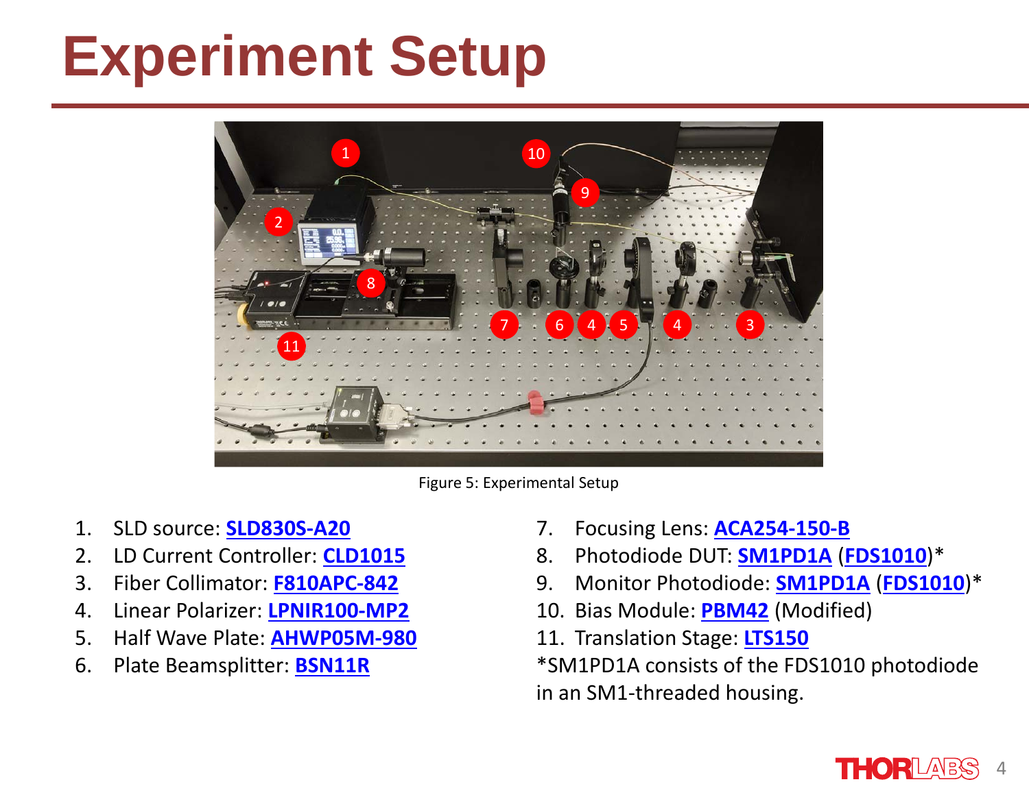# Experiment Setup

Figure 5: Experimental Setup

1. SLD source: **SLD830S-A20**
2. LD Current Controller: **CLD1015**
3. Fiber Collimator: **F810APC-842**
4. Linear Polarizer: **LPNIR100-MP2**
5. Half Wave Plate: **AHWP05M-980**
6. Plate Beamsplitter: **BSN11R**
7. Focusing Lens: **ACA254-150-B**
8. Photodiode DUT: **SM1PD1A** (**FDS1010**)*
9. Monitor Photodiode: **SM1PD1A** (**FDS1010**)*
10. Bias Module: **PBM42** (Modified)
11. Translation Stage: **LTS150**

*SM1PD1A consists of the FDS1010 photodiode in an SM1-threaded housing.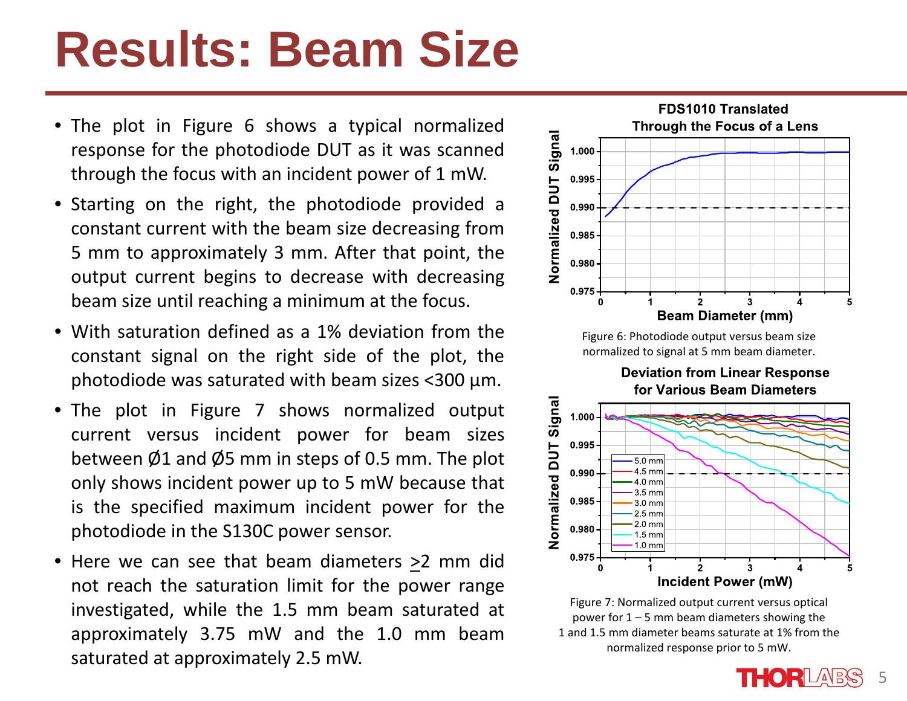# Results: Beam Size

- The plot in Figure 6 shows a typical normalized response for the photodiode DUT as it was scanned through the focus with an incident power of 1 mW.
- Starting on the right, the photodiode provided a constant current with the beam size decreasing from 5 mm to approximately 3 mm. After that point, the output current begins to decrease with decreasing beam size until reaching a minimum at the focus.
- With saturation defined as a 1% deviation from the constant signal on the right side of the plot, the photodiode was saturated with beam sizes <300 µm.
- The plot in Figure 7 shows normalized output current versus incident power for beam sizes between Ø1 and Ø5 mm in steps of 0.5 mm. The plot only shows incident power up to 5 mW because that is the specified maximum incident power for the photodiode in the S130C power sensor.
- Here we can see that beam diameters ≥2 mm did not reach the saturation limit for the power range investigated, while the 1.5 mm beam saturated at approximately 3.75 mW and the 1.0 mm beam saturated at approximately 2.5 mW.

Figure 6: Photodiode output versus beam size normalized to signal at 5 mm beam diameter.

Figure 7: Normalized output current versus optical power for 1 – 5 mm beam diameters showing the 1 and 1.5 mm diameter beams saturate at 1% from the normalized response prior to 5 mW.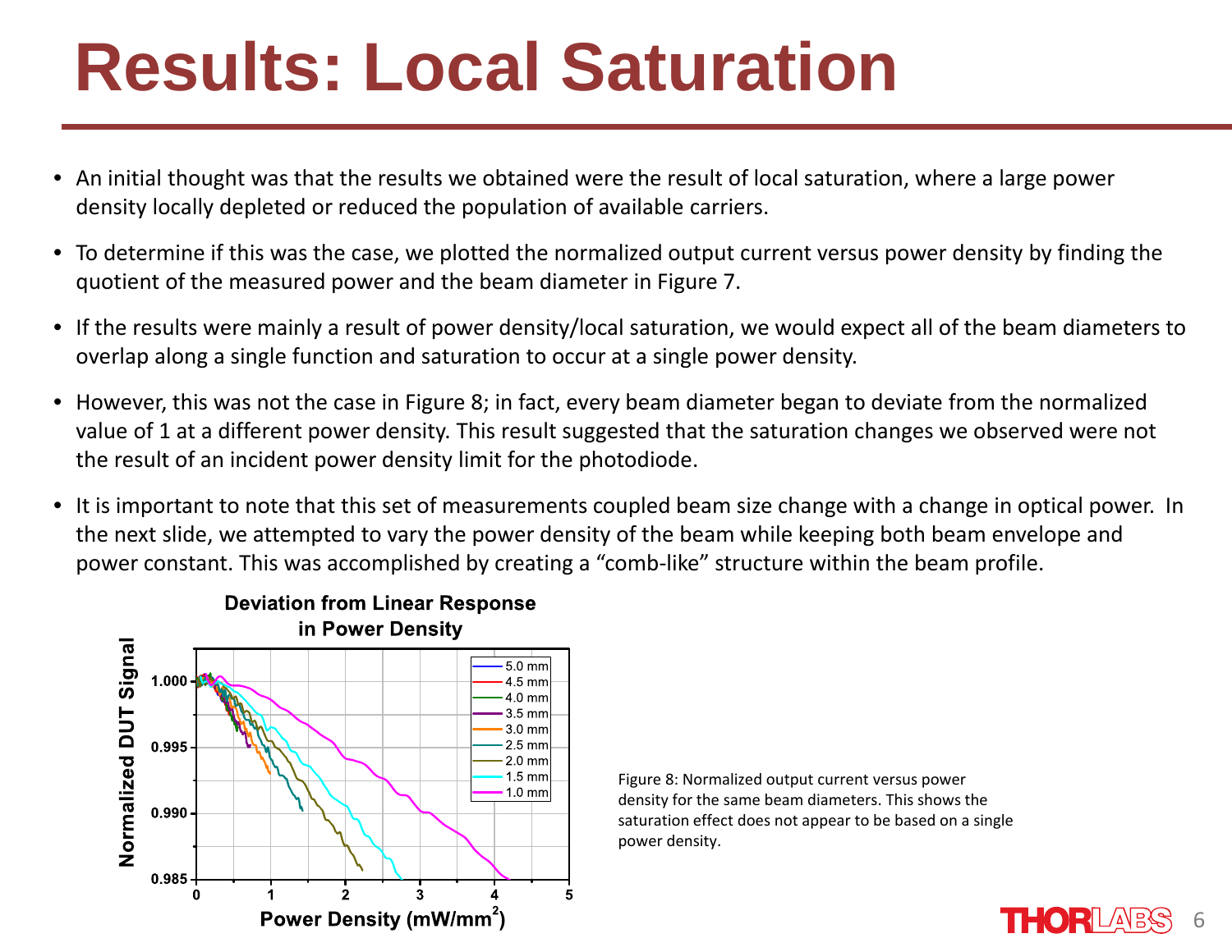# Results: Local Saturation

- An initial thought was that the results we obtained were the result of local saturation, where a large power density locally depleted or reduced the population of available carriers.
- To determine if this was the case, we plotted the normalized output current versus power density by finding the quotient of the measured power and the beam diameter in Figure 7.
- If the results were mainly a result of power density/local saturation, we would expect all of the beam diameters to overlap along a single function and saturation to occur at a single power density.
- However, this was not the case in Figure 8; in fact, every beam diameter began to deviate from the normalized value of 1 at a different power density. This result suggested that the saturation changes we observed were not the result of an incident power density limit for the photodiode.
- It is important to note that this set of measurements coupled beam size change with a change in optical power. In the next slide, we attempted to vary the power density of the beam while keeping both beam envelope and power constant. This was accomplished by creating a "comb-like" structure within the beam profile.

**Deviation from Linear Response in Power Density**

Figure 8: Normalized output current versus power density for the same beam diameters. This shows the saturation effect does not appear to be based on a single power density.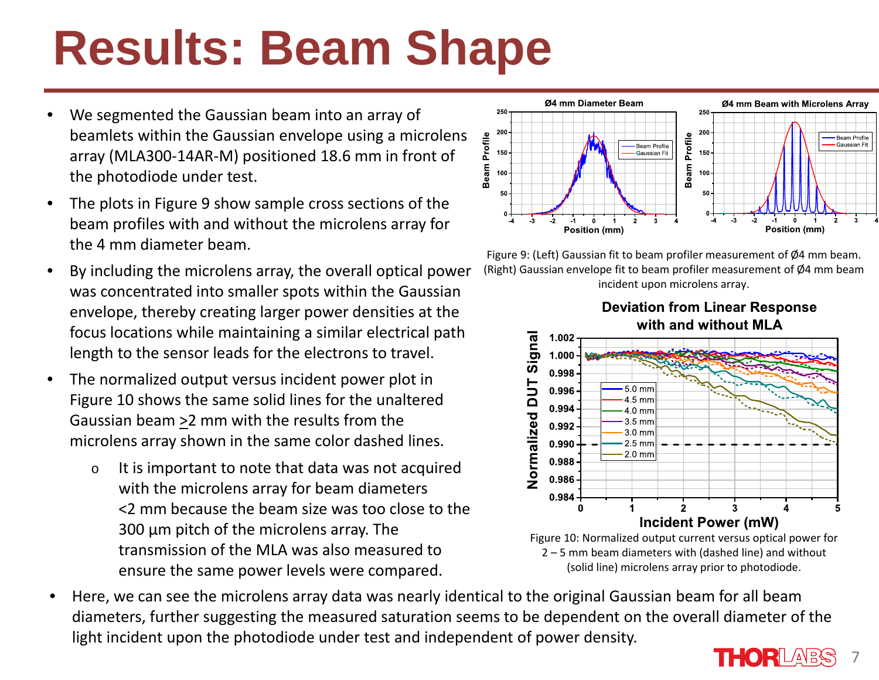# Results: Beam Shape

- We segmented the Gaussian beam into an array of beamlets within the Gaussian envelope using a microlens array (MLA300-14AR-M) positioned 18.6 mm in front of the photodiode under test.
- The plots in Figure 9 show sample cross sections of the beam profiles with and without the microlens array for the 4 mm diameter beam.
- By including the microlens array, the overall optical power was concentrated into smaller spots within the Gaussian envelope, thereby creating larger power densities at the focus locations while maintaining a similar electrical path length to the sensor leads for the electrons to travel.
- The normalized output versus incident power plot in Figure 10 shows the same solid lines for the unaltered Gaussian beam ≥2 mm with the results from the microlens array shown in the same color dashed lines.
  - It is important to note that data was not acquired with the microlens array for beam diameters <2 mm because the beam size was too close to the 300 µm pitch of the microlens array. The transmission of the MLA was also measured to ensure the same power levels were compared.

Figure 9: (Left) Gaussian fit to beam profiler measurement of Ø4 mm beam. (Right) Gaussian envelope fit to beam profiler measurement of Ø4 mm beam incident upon microlens array.

Figure 10: Normalized output current versus optical power for 2 – 5 mm beam diameters with (dashed line) and without (solid line) microlens array prior to photodiode.

- Here, we can see the microlens array data was nearly identical to the original Gaussian beam for all beam diameters, further suggesting the measured saturation seems to be dependent on the overall diameter of the light incident upon the photodiode under test and independent of power density.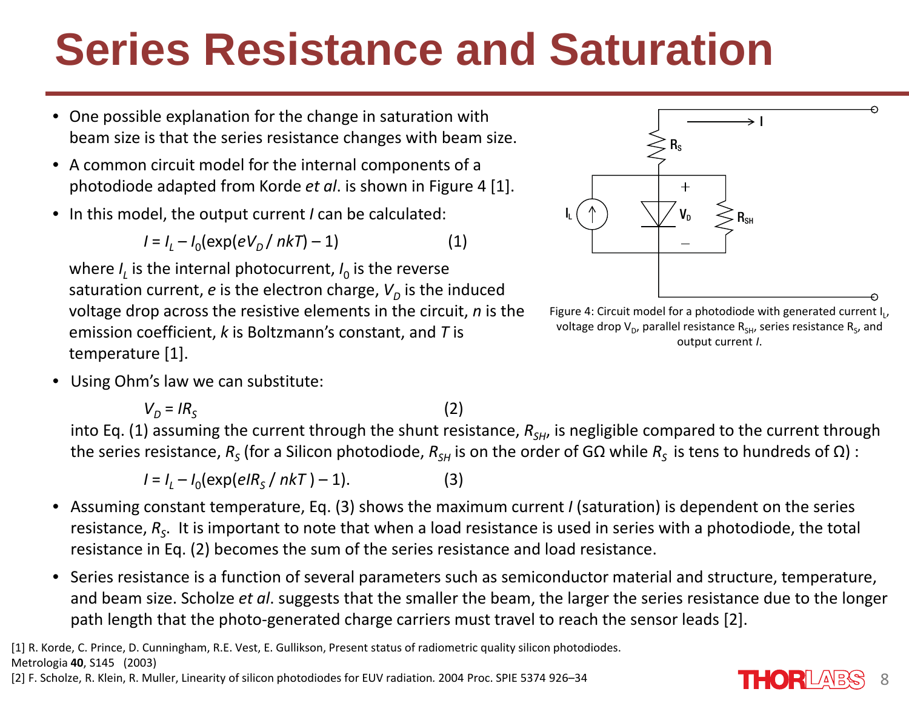# Series Resistance and Saturation

- One possible explanation for the change in saturation with beam size is that the series resistance changes with beam size.
- A common circuit model for the internal components of a photodiode adapted from Korde *et al*. is shown in Figure 4 [1].
- In this model, the output current $I$ can be calculated:

$$I = I_L - I_0(\exp(eV_D / nkT) - 1) \qquad (1)$$

  where $I_L$ is the internal photocurrent, $I_0$ is the reverse saturation current, $e$ is the electron charge, $V_D$ is the induced voltage drop across the resistive elements in the circuit, $n$ is the emission coefficient, $k$ is Boltzmann's constant, and $T$ is temperature [1].

Figure 4: Circuit model for a photodiode with generated current $I_L$, voltage drop $V_D$, parallel resistance $R_{SH}$, series resistance $R_S$, and output current $I$.

- Using Ohm's law we can substitute:

$$V_D = IR_S \qquad (2)$$

  into Eq. (1) assuming the current through the shunt resistance, $R_{SH}$, is negligible compared to the current through the series resistance, $R_S$ (for a Silicon photodiode, $R_{SH}$ is on the order of GΩ while $R_S$ is tens to hundreds of Ω) :

$$I = I_L - I_0(\exp(eIR_S / nkT) - 1). \qquad (3)$$

- Assuming constant temperature, Eq. (3) shows the maximum current $I$ (saturation) is dependent on the series resistance, $R_S$. It is important to note that when a load resistance is used in series with a photodiode, the total resistance in Eq. (2) becomes the sum of the series resistance and load resistance.
- Series resistance is a function of several parameters such as semiconductor material and structure, temperature, and beam size. Scholze *et al*. suggests that the smaller the beam, the larger the series resistance due to the longer path length that the photo-generated charge carriers must travel to reach the sensor leads [2].

[1] R. Korde, C. Prince, D. Cunningham, R.E. Vest, E. Gullikson, Present status of radiometric quality silicon photodiodes. Metrologia **40**, S145 (2003)
[2] F. Scholze, R. Klein, R. Muller, Linearity of silicon photodiodes for EUV radiation. 2004 Proc. SPIE 5374 926–34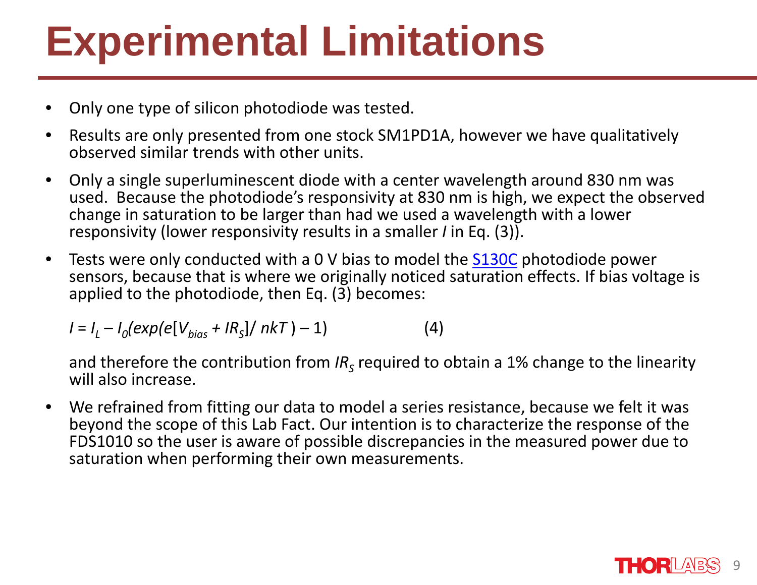# Experimental Limitations

- Only one type of silicon photodiode was tested.
- Results are only presented from one stock SM1PD1A, however we have qualitatively observed similar trends with other units.
- Only a single superluminescent diode with a center wavelength around 830 nm was used. Because the photodiode's responsivity at 830 nm is high, we expect the observed change in saturation to be larger than had we used a wavelength with a lower responsivity (lower responsivity results in a smaller $I$ in Eq. (3)).
- Tests were only conducted with a 0 V bias to model the S130C photodiode power sensors, because that is where we originally noticed saturation effects. If bias voltage is applied to the photodiode, then Eq. (3) becomes:

  $$I = I_L - I_0(exp(e[V_{bias} + IR_S]/ nkT) - 1) \qquad (4)$$

  and therefore the contribution from $IR_S$ required to obtain a 1% change to the linearity will also increase.
- We refrained from fitting our data to model a series resistance, because we felt it was beyond the scope of this Lab Fact. Our intention is to characterize the response of the FDS1010 so the user is aware of possible discrepancies in the measured power due to saturation when performing their own measurements.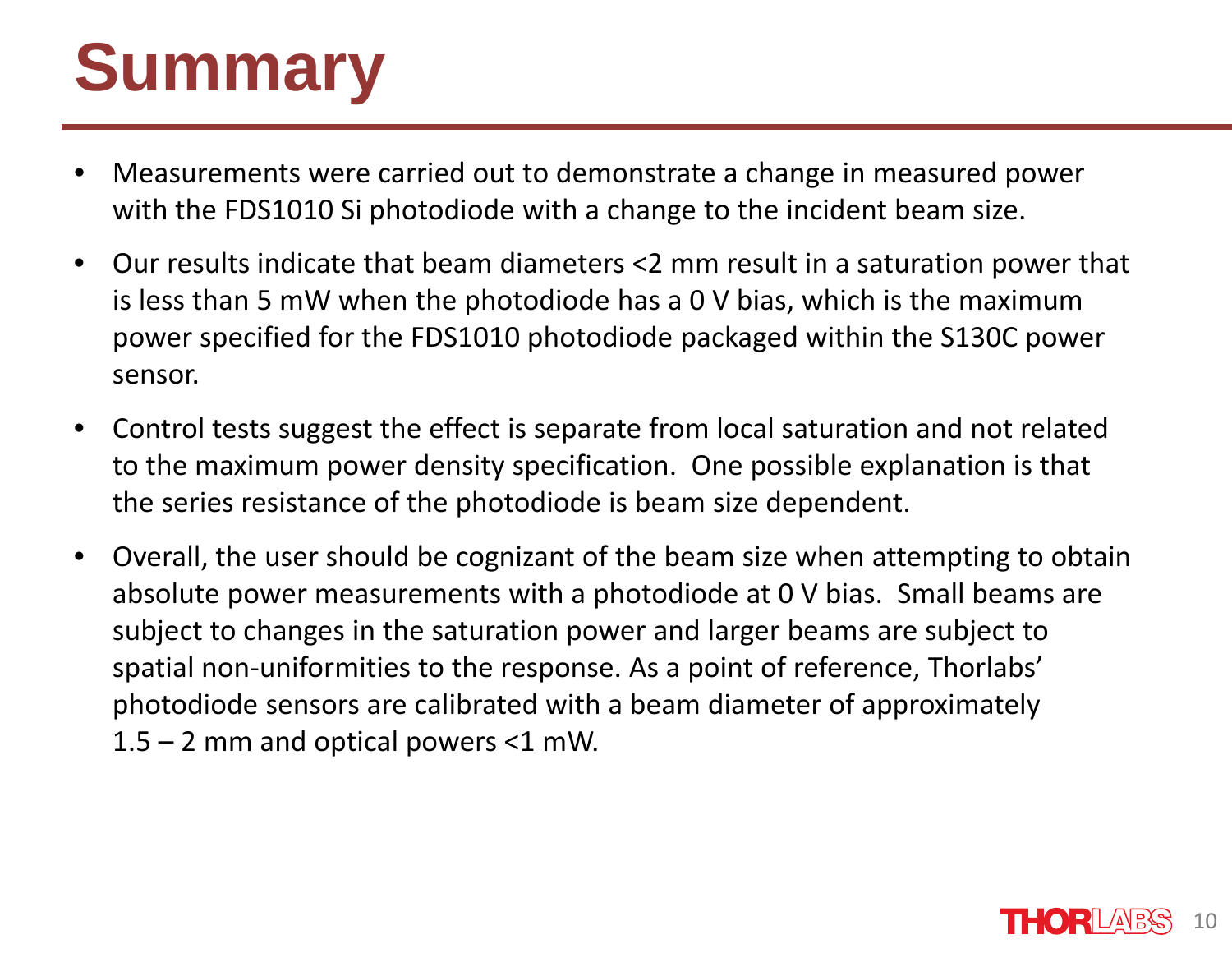# Summary

- Measurements were carried out to demonstrate a change in measured power with the FDS1010 Si photodiode with a change to the incident beam size.
- Our results indicate that beam diameters <2 mm result in a saturation power that is less than 5 mW when the photodiode has a 0 V bias, which is the maximum power specified for the FDS1010 photodiode packaged within the S130C power sensor.
- Control tests suggest the effect is separate from local saturation and not related to the maximum power density specification. One possible explanation is that the series resistance of the photodiode is beam size dependent.
- Overall, the user should be cognizant of the beam size when attempting to obtain absolute power measurements with a photodiode at 0 V bias. Small beams are subject to changes in the saturation power and larger beams are subject to spatial non-uniformities to the response. As a point of reference, Thorlabs' photodiode sensors are calibrated with a beam diameter of approximately 1.5 – 2 mm and optical powers <1 mW.